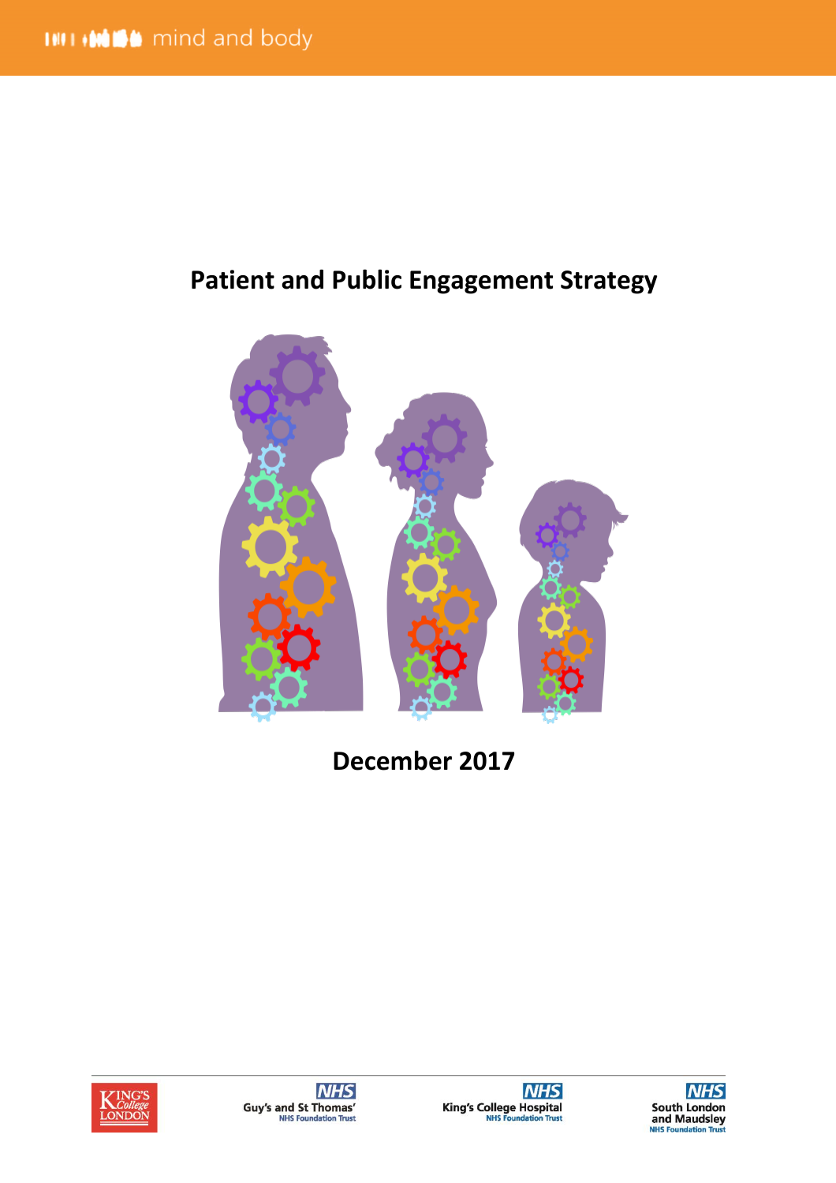mind and body

# Patient and Public Engagement Strategy

**December 2017**

King's College London

Guy's and St Thomas' NHS Foundation Trust

King's College Hospital NHS Foundation Trust

South London and Maudsley NHS Foundation Trust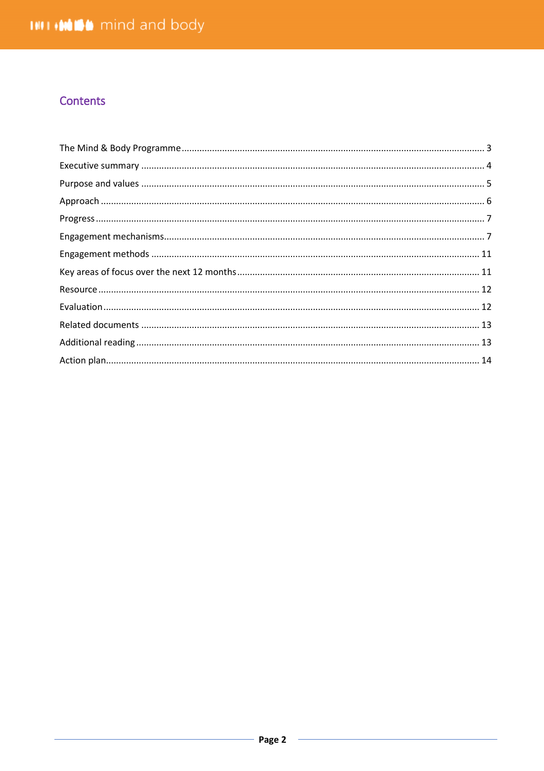## Contents

The Mind & Body Programme ........................................................................................................................... 3
Executive summary ............................................................................................................................................. 4
Purpose and values ............................................................................................................................................. 5
Approach ............................................................................................................................................................ 6
Progress .............................................................................................................................................................. 7
Engagement mechanisms.................................................................................................................................... 7
Engagement methods ....................................................................................................................................... 11
Key areas of focus over the next 12 months ..................................................................................................... 11
Resource ........................................................................................................................................................... 12
Evaluation ......................................................................................................................................................... 12
Related documents .......................................................................................................................................... 13
Additional reading ............................................................................................................................................ 13
Action plan........................................................................................................................................................ 14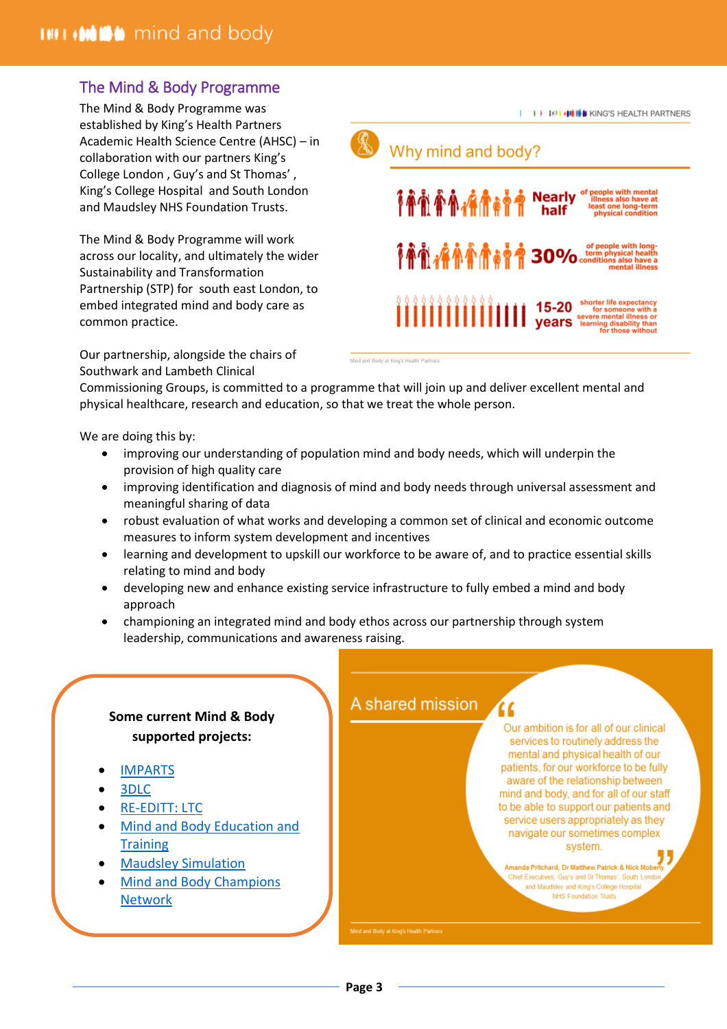## The Mind & Body Programme

The Mind & Body Programme was established by King's Health Partners Academic Health Science Centre (AHSC) – in collaboration with our partners King's College London , Guy's and St Thomas' , King's College Hospital and South London and Maudsley NHS Foundation Trusts.

The Mind & Body Programme will work across our locality, and ultimately the wider Sustainability and Transformation Partnership (STP) for south east London, to embed integrated mind and body care as common practice.

KING'S HEALTH PARTNERS

### Why mind and body?

**Nearly half** of people with mental illness also have at least one long-term physical condition

**30%** of people with long-term physical health conditions also have a mental illness

**15-20 years** shorter life expectancy for someone with a severe mental illness or learning disability than for those without

Mind and Body at King's Health Partners

Our partnership, alongside the chairs of Southwark and Lambeth Clinical Commissioning Groups, is committed to a programme that will join up and deliver excellent mental and physical healthcare, research and education, so that we treat the whole person.

We are doing this by:

- improving our understanding of population mind and body needs, which will underpin the provision of high quality care
- improving identification and diagnosis of mind and body needs through universal assessment and meaningful sharing of data
- robust evaluation of what works and developing a common set of clinical and economic outcome measures to inform system development and incentives
- learning and development to upskill our workforce to be aware of, and to practice essential skills relating to mind and body
- developing new and enhance existing service infrastructure to fully embed a mind and body approach
- championing an integrated mind and body ethos across our partnership through system leadership, communications and awareness raising.

**Some current Mind & Body supported projects:**

- IMPARTS
- 3DLC
- RE-EDITT: LTC
- Mind and Body Education and Training
- Maudsley Simulation
- Mind and Body Champions Network

### A shared mission

"Our ambition is for all of our clinical services to routinely address the mental and physical health of our patients, for our workforce to be fully aware of the relationship between mind and body, and for all of our staff to be able to support our patients and service users appropriately as they navigate our sometimes complex system."

**Amanda Pritchard, Dr Matthew Patrick & Nick Moberly**
Chief Executives, Guy's and St Thomas', South London and Maudsley and King's College Hospital NHS Foundation Trusts

Mind and Body at King's Health Partners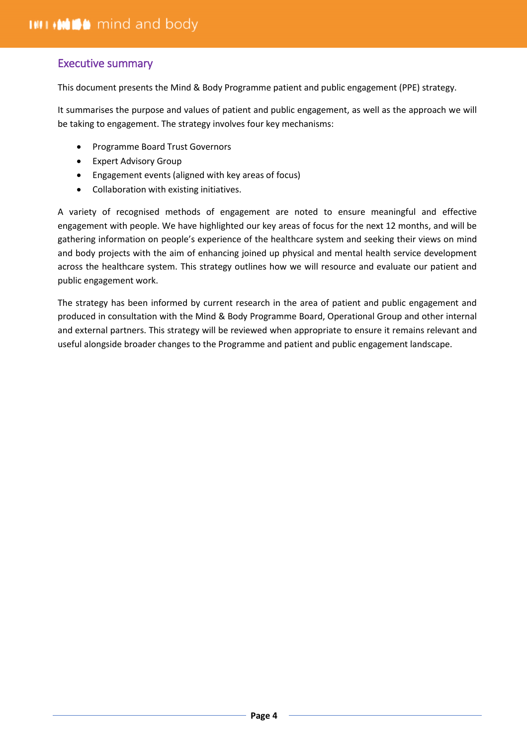## Executive summary

This document presents the Mind & Body Programme patient and public engagement (PPE) strategy.

It summarises the purpose and values of patient and public engagement, as well as the approach we will be taking to engagement. The strategy involves four key mechanisms:

- Programme Board Trust Governors
- Expert Advisory Group
- Engagement events (aligned with key areas of focus)
- Collaboration with existing initiatives.

A variety of recognised methods of engagement are noted to ensure meaningful and effective engagement with people. We have highlighted our key areas of focus for the next 12 months, and will be gathering information on people's experience of the healthcare system and seeking their views on mind and body projects with the aim of enhancing joined up physical and mental health service development across the healthcare system. This strategy outlines how we will resource and evaluate our patient and public engagement work.

The strategy has been informed by current research in the area of patient and public engagement and produced in consultation with the Mind & Body Programme Board, Operational Group and other internal and external partners. This strategy will be reviewed when appropriate to ensure it remains relevant and useful alongside broader changes to the Programme and patient and public engagement landscape.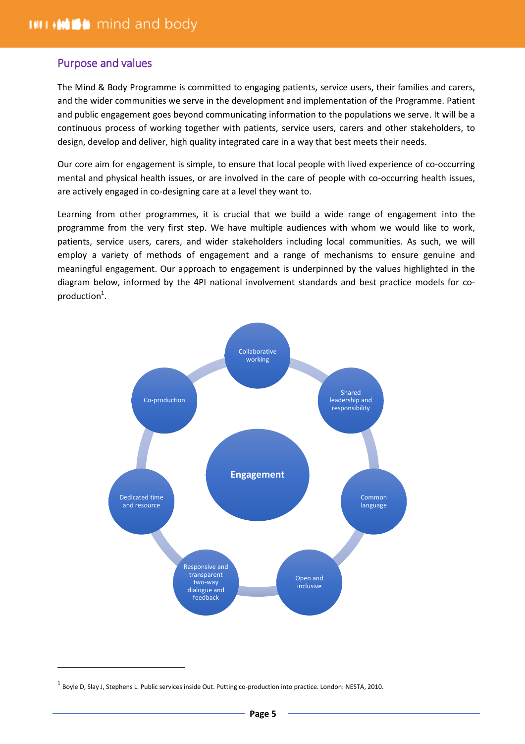## Purpose and values

The Mind & Body Programme is committed to engaging patients, service users, their families and carers, and the wider communities we serve in the development and implementation of the Programme. Patient and public engagement goes beyond communicating information to the populations we serve. It will be a continuous process of working together with patients, service users, carers and other stakeholders, to design, develop and deliver, high quality integrated care in a way that best meets their needs.

Our core aim for engagement is simple, to ensure that local people with lived experience of co-occurring mental and physical health issues, or are involved in the care of people with co-occurring health issues, are actively engaged in co-designing care at a level they want to.

Learning from other programmes, it is crucial that we build a wide range of engagement into the programme from the very first step. We have multiple audiences with whom we would like to work, patients, service users, carers, and wider stakeholders including local communities. As such, we will employ a variety of methods of engagement and a range of mechanisms to ensure genuine and meaningful engagement. Our approach to engagement is underpinned by the values highlighted in the diagram below, informed by the 4PI national involvement standards and best practice models for co-production[1].

**Engagement**

- Collaborative working
- Shared leadership and responsibility
- Common language
- Open and inclusive
- Responsive and transparent two-way dialogue and feedback
- Dedicated time and resource
- Co-production

[1] Boyle D, Slay J, Stephens L. Public services inside Out. Putting co-production into practice. London: NESTA, 2010.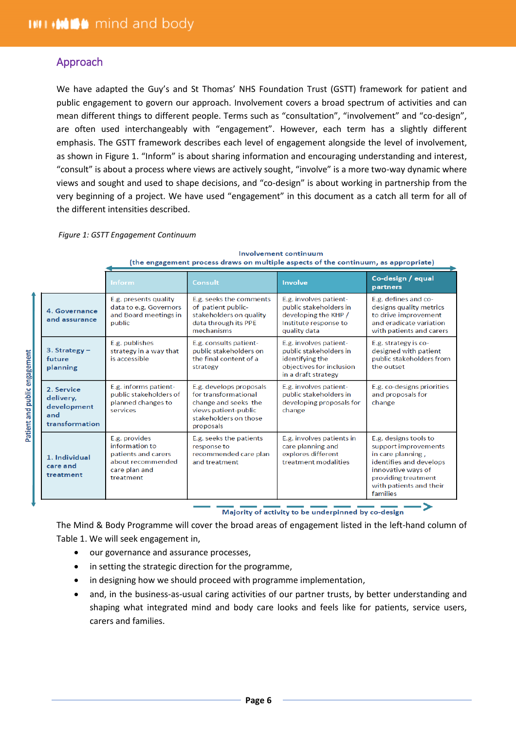## Approach

We have adapted the Guy's and St Thomas' NHS Foundation Trust (GSTT) framework for patient and public engagement to govern our approach. Involvement covers a broad spectrum of activities and can mean different things to different people. Terms such as "consultation", "involvement" and "co-design", are often used interchangeably with "engagement". However, each term has a slightly different emphasis. The GSTT framework describes each level of engagement alongside the level of involvement, as shown in Figure 1. "Inform" is about sharing information and encouraging understanding and interest, "consult" is about a process where views are actively sought, "involve" is a more two-way dynamic where views and sought and used to shape decisions, and "co-design" is about working in partnership from the very beginning of a project. We have used "engagement" in this document as a catch all term for all of the different intensities described.

*Figure 1: GSTT Engagement Continuum*

Involvement continuum
(the engagement process draws on multiple aspects of the continuum, as appropriate)

| Patient and public engagement | Inform | Consult | Involve | Co-design / equal partners |
|---|---|---|---|---|
| 4. Governance and assurance | E.g. presents quality data to e.g. Governors and Board meetings in public | E.g. seeks the comments of patient public-stakeholders on quality data through its PPE mechanisms | E.g. involves patient-public stakeholders in developing the KHP / Institute response to quality data | E.g. defines and co-designs quality metrics to drive improvement and eradicate variation with patients and carers |
| 3. Strategy – future planning | E.g. publishes strategy in a way that is accessible | E.g. consults patient-public stakeholders on the final content of a strategy | E.g. involves patient-public stakeholders in identifying the objectives for inclusion in a draft strategy | E.g. strategy is co-designed with patient public stakeholders from the outset |
| 2. Service delivery, development and transformation | E.g. informs patient-public stakeholders of planned changes to services | E.g. develops proposals for transformational change and seeks the views patient-public stakeholders on those proposals | E.g. involves patient-public stakeholders in developing proposals for change | E.g. co-designs priorities and proposals for change |
| 1. Individual care and treatment | E.g. provides information to patients and carers about recommended care plan and treatment | E.g. seeks the patients response to recommended care plan and treatment | E.g. involves patients in care planning and explores different treatment modalities | E.g. designs tools to support improvements in care planning , identifies and develops innovative ways of providing treatment with patients and their families |

Majority of activity to be underpinned by co-design

The Mind & Body Programme will cover the broad areas of engagement listed in the left-hand column of Table 1. We will seek engagement in,

- our governance and assurance processes,
- in setting the strategic direction for the programme,
- in designing how we should proceed with programme implementation,
- and, in the business-as-usual caring activities of our partner trusts, by better understanding and shaping what integrated mind and body care looks and feels like for patients, service users, carers and families.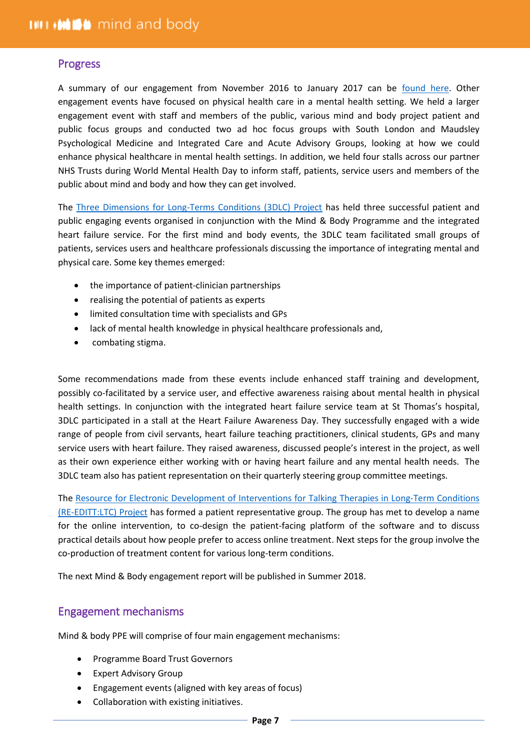## Progress

A summary of our engagement from November 2016 to January 2017 can be found here. Other engagement events have focused on physical health care in a mental health setting. We held a larger engagement event with staff and members of the public, various mind and body project patient and public focus groups and conducted two ad hoc focus groups with South London and Maudsley Psychological Medicine and Integrated Care and Acute Advisory Groups, looking at how we could enhance physical healthcare in mental health settings. In addition, we held four stalls across our partner NHS Trusts during World Mental Health Day to inform staff, patients, service users and members of the public about mind and body and how they can get involved.

The Three Dimensions for Long-Terms Conditions (3DLC) Project has held three successful patient and public engaging events organised in conjunction with the Mind & Body Programme and the integrated heart failure service. For the first mind and body events, the 3DLC team facilitated small groups of patients, services users and healthcare professionals discussing the importance of integrating mental and physical care. Some key themes emerged:

- the importance of patient-clinician partnerships
- realising the potential of patients as experts
- limited consultation time with specialists and GPs
- lack of mental health knowledge in physical healthcare professionals and,
- combating stigma.

Some recommendations made from these events include enhanced staff training and development, possibly co-facilitated by a service user, and effective awareness raising about mental health in physical health settings. In conjunction with the integrated heart failure service team at St Thomas's hospital, 3DLC participated in a stall at the Heart Failure Awareness Day. They successfully engaged with a wide range of people from civil servants, heart failure teaching practitioners, clinical students, GPs and many service users with heart failure. They raised awareness, discussed people's interest in the project, as well as their own experience either working with or having heart failure and any mental health needs. The 3DLC team also has patient representation on their quarterly steering group committee meetings.

The Resource for Electronic Development of Interventions for Talking Therapies in Long-Term Conditions (RE-EDITT:LTC) Project has formed a patient representative group. The group has met to develop a name for the online intervention, to co-design the patient-facing platform of the software and to discuss practical details about how people prefer to access online treatment. Next steps for the group involve the co-production of treatment content for various long-term conditions.

The next Mind & Body engagement report will be published in Summer 2018.

## Engagement mechanisms

Mind & body PPE will comprise of four main engagement mechanisms:

- Programme Board Trust Governors
- Expert Advisory Group
- Engagement events (aligned with key areas of focus)
- Collaboration with existing initiatives.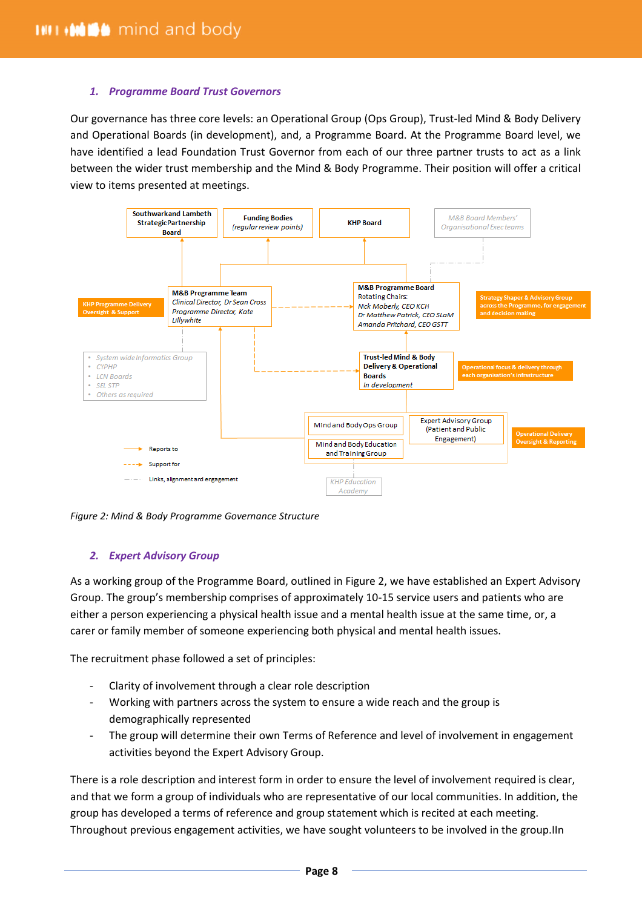## 1. Programme Board Trust Governors

Our governance has three core levels: an Operational Group (Ops Group), Trust-led Mind & Body Delivery and Operational Boards (in development), and, a Programme Board. At the Programme Board level, we have identified a lead Foundation Trust Governor from each of our three partner trusts to act as a link between the wider trust membership and the Mind & Body Programme. Their position will offer a critical view to items presented at meetings.

Southwarkand Lambeth Strategic Partnership Board

Funding Bodies *(regular review points)*

KHP Board

*M&B Board Members' Organisational Exec teams*

KHP Programme Delivery Oversight & Support

**M&B Programme Team**
*Clinical Director, Dr Sean Cross*
*Programme Director, Kate Lillywhite*

**M&B Programme Board**
Rotating Chairs:
*Nick Moberly, CEO KCH*
*Dr Matthew Patrick, CEO SLaM*
*Amanda Pritchard, CEO GSTT*

Strategy Shaper & Advisory Group across the Programme, for engagement and decision making

- *System wide Informatics Group*
- *CYPHP*
- *LCN Boards*
- *SEL STP*
- *Others as required*

**Trust-led Mind & Body Delivery & Operational Boards**
*In development*

Operational focus & delivery through each organisation's infrastructure

Mind and Body Ops Group

Expert Advisory Group (Patient and Public Engagement)

Mind and Body Education and Training Group

Operational Delivery Oversight & Reporting

*KHP Education Academy*

Reports to

Support for

Links, alignment and engagement

*Figure 2: Mind & Body Programme Governance Structure*

## 2. Expert Advisory Group

As a working group of the Programme Board, outlined in Figure 2, we have established an Expert Advisory Group. The group's membership comprises of approximately 10-15 service users and patients who are either a person experiencing a physical health issue and a mental health issue at the same time, or, a carer or family member of someone experiencing both physical and mental health issues.

The recruitment phase followed a set of principles:

- Clarity of involvement through a clear role description
- Working with partners across the system to ensure a wide reach and the group is demographically represented
- The group will determine their own Terms of Reference and level of involvement in engagement activities beyond the Expert Advisory Group.

There is a role description and interest form in order to ensure the level of involvement required is clear, and that we form a group of individuals who are representative of our local communities. In addition, the group has developed a terms of reference and group statement which is recited at each meeting. Throughout previous engagement activities, we have sought volunteers to be involved in the group.IIn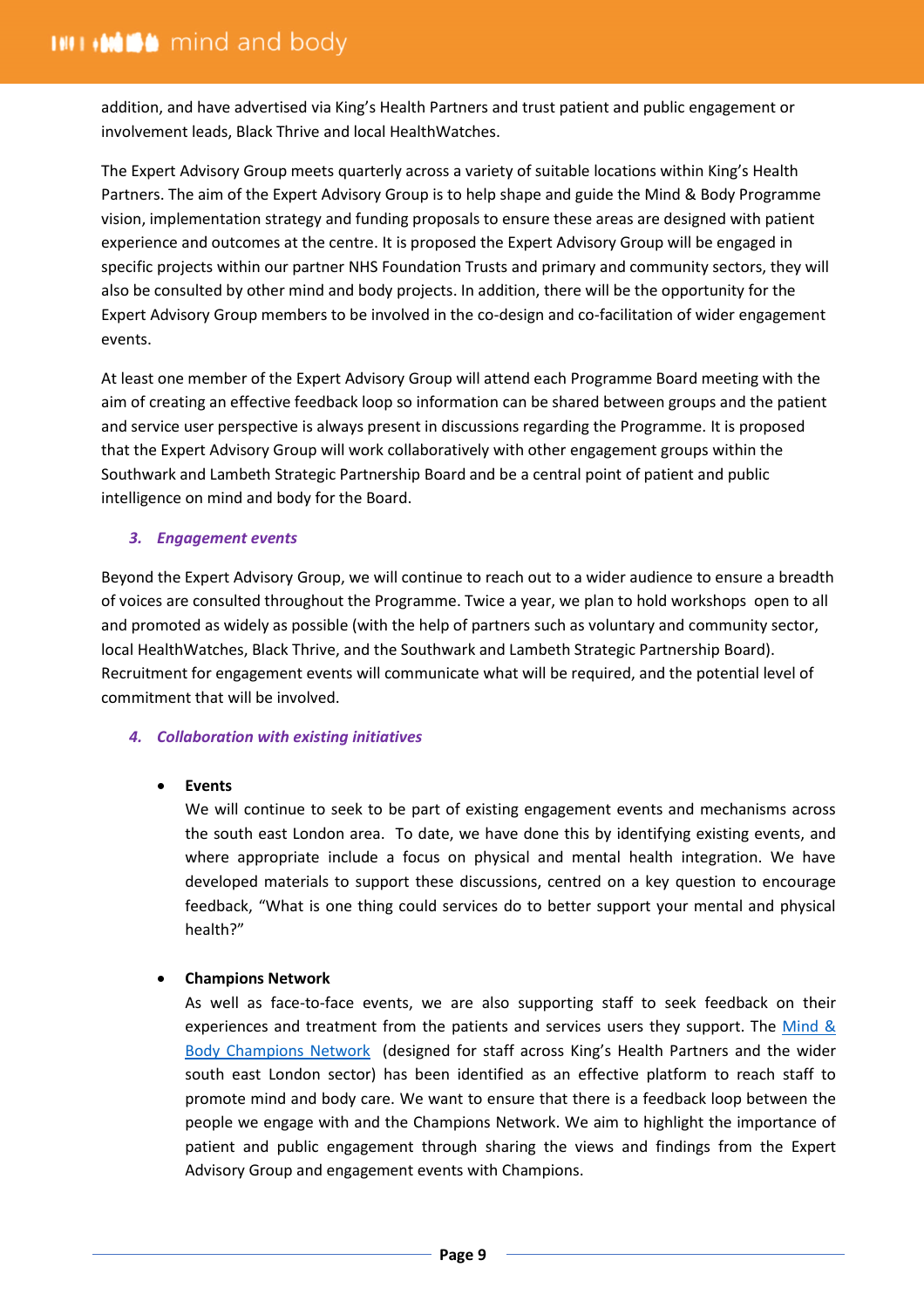addition, and have advertised via King's Health Partners and trust patient and public engagement or involvement leads, Black Thrive and local HealthWatches.

The Expert Advisory Group meets quarterly across a variety of suitable locations within King's Health Partners. The aim of the Expert Advisory Group is to help shape and guide the Mind & Body Programme vision, implementation strategy and funding proposals to ensure these areas are designed with patient experience and outcomes at the centre. It is proposed the Expert Advisory Group will be engaged in specific projects within our partner NHS Foundation Trusts and primary and community sectors, they will also be consulted by other mind and body projects. In addition, there will be the opportunity for the Expert Advisory Group members to be involved in the co-design and co-facilitation of wider engagement events.

At least one member of the Expert Advisory Group will attend each Programme Board meeting with the aim of creating an effective feedback loop so information can be shared between groups and the patient and service user perspective is always present in discussions regarding the Programme. It is proposed that the Expert Advisory Group will work collaboratively with other engagement groups within the Southwark and Lambeth Strategic Partnership Board and be a central point of patient and public intelligence on mind and body for the Board.

### *3. Engagement events*

Beyond the Expert Advisory Group, we will continue to reach out to a wider audience to ensure a breadth of voices are consulted throughout the Programme. Twice a year, we plan to hold workshops open to all and promoted as widely as possible (with the help of partners such as voluntary and community sector, local HealthWatches, Black Thrive, and the Southwark and Lambeth Strategic Partnership Board). Recruitment for engagement events will communicate what will be required, and the potential level of commitment that will be involved.

### *4. Collaboration with existing initiatives*

- **Events**
  We will continue to seek to be part of existing engagement events and mechanisms across the south east London area. To date, we have done this by identifying existing events, and where appropriate include a focus on physical and mental health integration. We have developed materials to support these discussions, centred on a key question to encourage feedback, "What is one thing could services do to better support your mental and physical health?"

- **Champions Network**
  As well as face-to-face events, we are also supporting staff to seek feedback on their experiences and treatment from the patients and services users they support. The Mind & Body Champions Network (designed for staff across King's Health Partners and the wider south east London sector) has been identified as an effective platform to reach staff to promote mind and body care. We want to ensure that there is a feedback loop between the people we engage with and the Champions Network. We aim to highlight the importance of patient and public engagement through sharing the views and findings from the Expert Advisory Group and engagement events with Champions.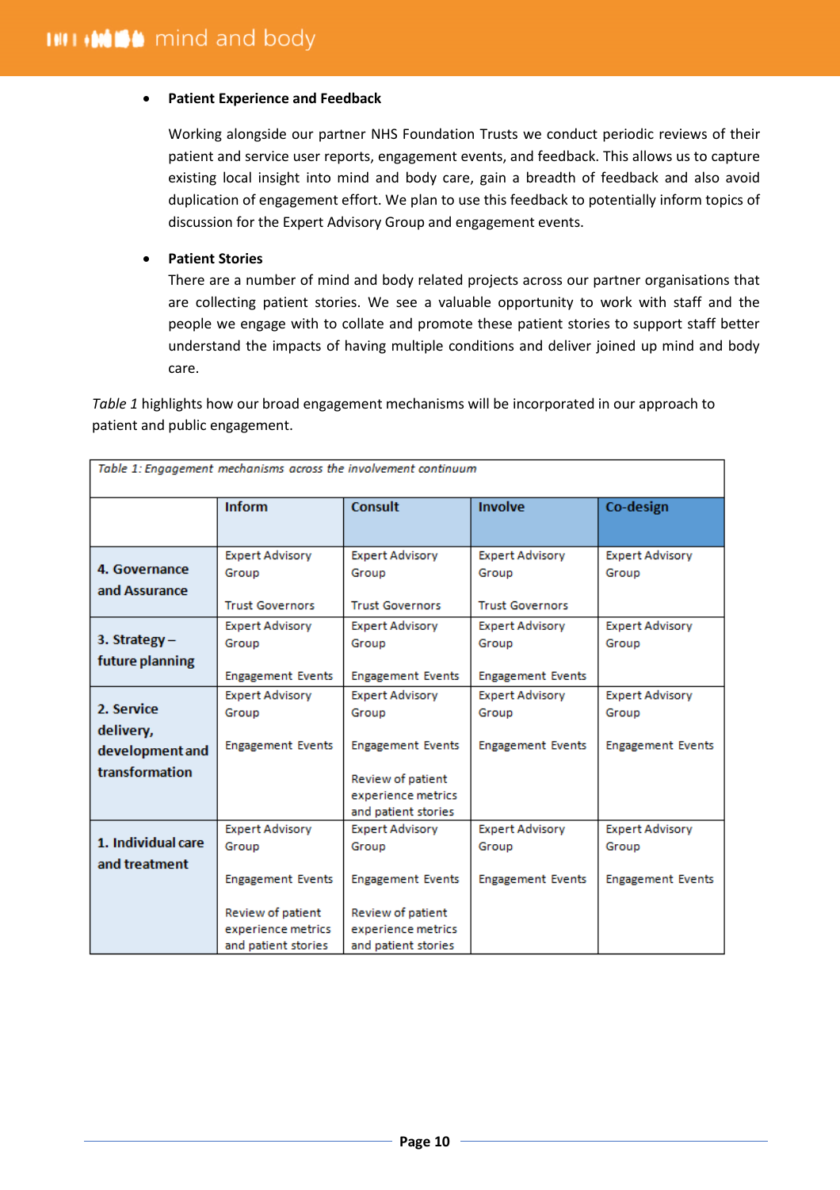- **Patient Experience and Feedback**

  Working alongside our partner NHS Foundation Trusts we conduct periodic reviews of their patient and service user reports, engagement events, and feedback. This allows us to capture existing local insight into mind and body care, gain a breadth of feedback and also avoid duplication of engagement effort. We plan to use this feedback to potentially inform topics of discussion for the Expert Advisory Group and engagement events.

- **Patient Stories**

  There are a number of mind and body related projects across our partner organisations that are collecting patient stories. We see a valuable opportunity to work with staff and the people we engage with to collate and promote these patient stories to support staff better understand the impacts of having multiple conditions and deliver joined up mind and body care.

*Table 1* highlights how our broad engagement mechanisms will be incorporated in our approach to patient and public engagement.

*Table 1: Engagement mechanisms across the involvement continuum*

| | Inform | Consult | Involve | Co-design |
|---|---|---|---|---|
| **4. Governance and Assurance** | Expert Advisory Group<br><br>Trust Governors | Expert Advisory Group<br><br>Trust Governors | Expert Advisory Group<br><br>Trust Governors | Expert Advisory Group |
| **3. Strategy – future planning** | Expert Advisory Group<br><br>Engagement Events | Expert Advisory Group<br><br>Engagement Events | Expert Advisory Group<br><br>Engagement Events | Expert Advisory Group |
| **2. Service delivery, development and transformation** | Expert Advisory Group<br><br>Engagement Events | Expert Advisory Group<br><br>Engagement Events<br><br>Review of patient experience metrics and patient stories | Expert Advisory Group<br><br>Engagement Events | Expert Advisory Group<br><br>Engagement Events |
| **1. Individual care and treatment** | Expert Advisory Group<br><br>Engagement Events<br><br>Review of patient experience metrics and patient stories | Expert Advisory Group<br><br>Engagement Events<br><br>Review of patient experience metrics and patient stories | Expert Advisory Group<br><br>Engagement Events | Expert Advisory Group<br><br>Engagement Events |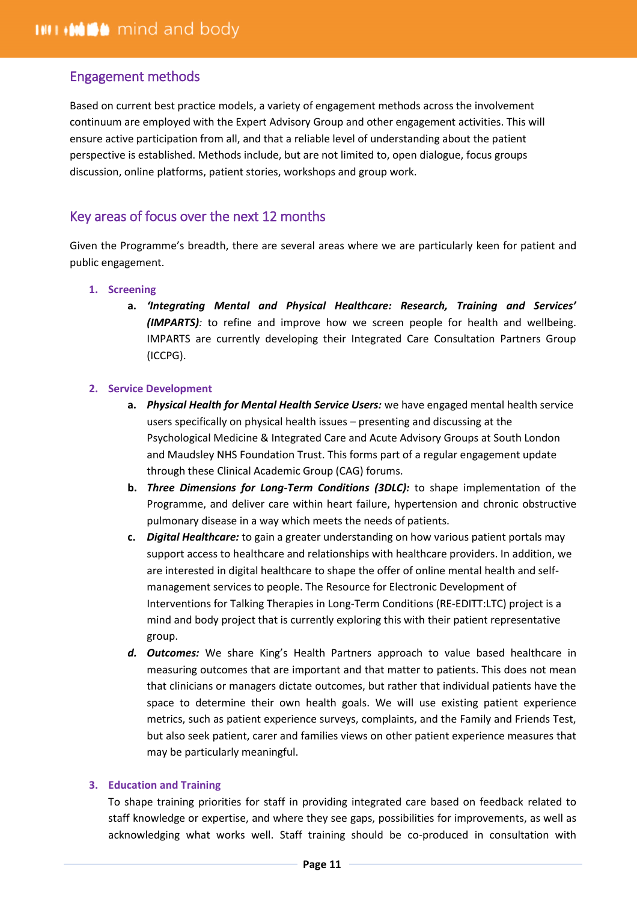## Engagement methods

Based on current best practice models, a variety of engagement methods across the involvement continuum are employed with the Expert Advisory Group and other engagement activities. This will ensure active participation from all, and that a reliable level of understanding about the patient perspective is established. Methods include, but are not limited to, open dialogue, focus groups discussion, online platforms, patient stories, workshops and group work.

## Key areas of focus over the next 12 months

Given the Programme's breadth, there are several areas where we are particularly keen for patient and public engagement.

1. **Screening**
   a. ***'Integrating Mental and Physical Healthcare: Research, Training and Services' (IMPARTS)***: to refine and improve how we screen people for health and wellbeing. IMPARTS are currently developing their Integrated Care Consultation Partners Group (ICCPG).

2. **Service Development**
   a. ***Physical Health for Mental Health Service Users:*** we have engaged mental health service users specifically on physical health issues – presenting and discussing at the Psychological Medicine & Integrated Care and Acute Advisory Groups at South London and Maudsley NHS Foundation Trust. This forms part of a regular engagement update through these Clinical Academic Group (CAG) forums.
   b. ***Three Dimensions for Long-Term Conditions (3DLC):*** to shape implementation of the Programme, and deliver care within heart failure, hypertension and chronic obstructive pulmonary disease in a way which meets the needs of patients.
   c. ***Digital Healthcare:*** to gain a greater understanding on how various patient portals may support access to healthcare and relationships with healthcare providers. In addition, we are interested in digital healthcare to shape the offer of online mental health and self-management services to people. The Resource for Electronic Development of Interventions for Talking Therapies in Long-Term Conditions (RE-EDITT:LTC) project is a mind and body project that is currently exploring this with their patient representative group.
   d. ***Outcomes:*** We share King's Health Partners approach to value based healthcare in measuring outcomes that are important and that matter to patients. This does not mean that clinicians or managers dictate outcomes, but rather that individual patients have the space to determine their own health goals. We will use existing patient experience metrics, such as patient experience surveys, complaints, and the Family and Friends Test, but also seek patient, carer and families views on other patient experience measures that may be particularly meaningful.

3. **Education and Training**

   To shape training priorities for staff in providing integrated care based on feedback related to staff knowledge or expertise, and where they see gaps, possibilities for improvements, as well as acknowledging what works well. Staff training should be co-produced in consultation with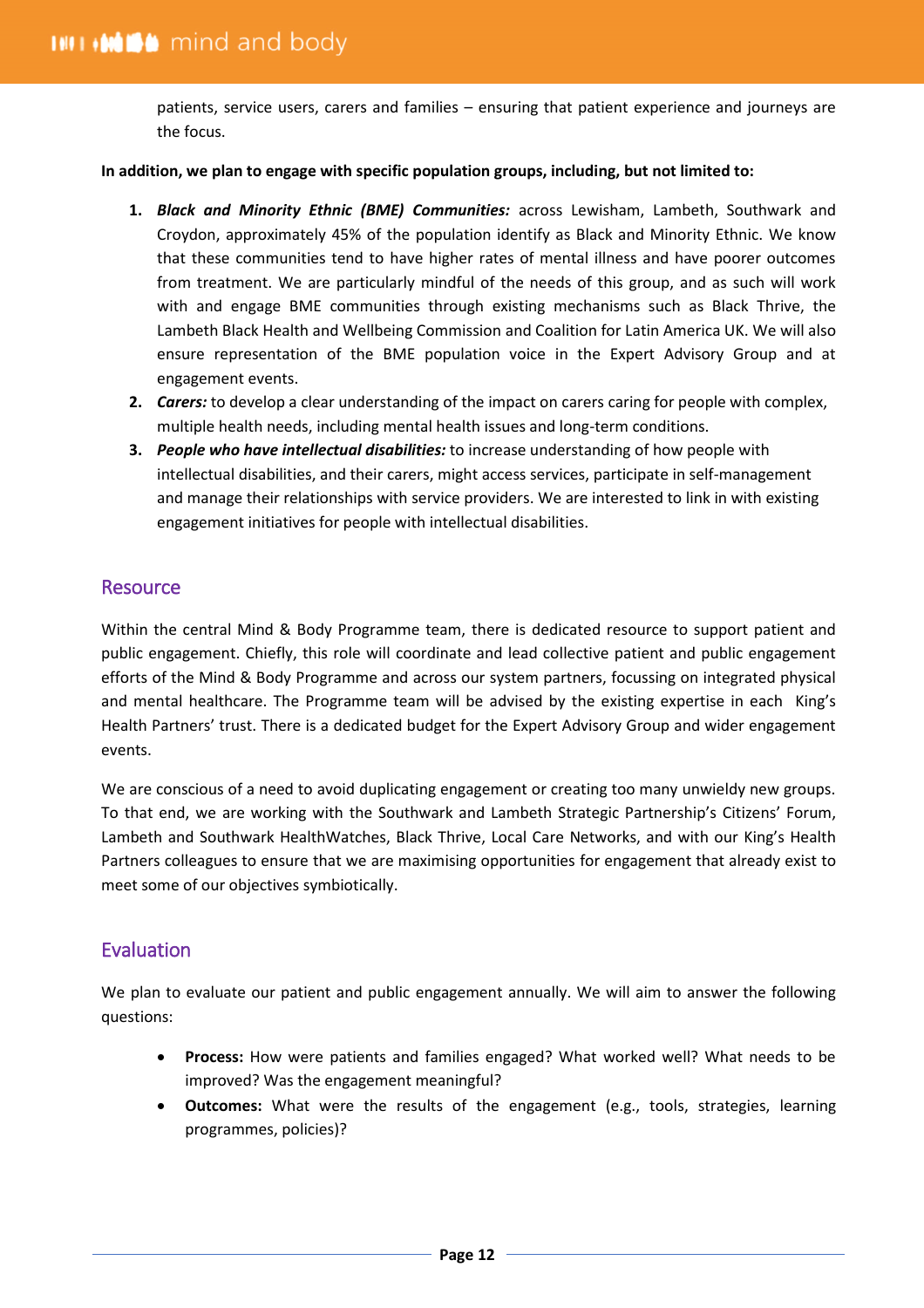patients, service users, carers and families – ensuring that patient experience and journeys are the focus.

**In addition, we plan to engage with specific population groups, including, but not limited to:**

1. ***Black and Minority Ethnic (BME) Communities:*** across Lewisham, Lambeth, Southwark and Croydon, approximately 45% of the population identify as Black and Minority Ethnic. We know that these communities tend to have higher rates of mental illness and have poorer outcomes from treatment. We are particularly mindful of the needs of this group, and as such will work with and engage BME communities through existing mechanisms such as Black Thrive, the Lambeth Black Health and Wellbeing Commission and Coalition for Latin America UK. We will also ensure representation of the BME population voice in the Expert Advisory Group and at engagement events.
2. ***Carers:*** to develop a clear understanding of the impact on carers caring for people with complex, multiple health needs, including mental health issues and long-term conditions.
3. ***People who have intellectual disabilities:*** to increase understanding of how people with intellectual disabilities, and their carers, might access services, participate in self-management and manage their relationships with service providers. We are interested to link in with existing engagement initiatives for people with intellectual disabilities.

## Resource

Within the central Mind & Body Programme team, there is dedicated resource to support patient and public engagement. Chiefly, this role will coordinate and lead collective patient and public engagement efforts of the Mind & Body Programme and across our system partners, focussing on integrated physical and mental healthcare. The Programme team will be advised by the existing expertise in each King's Health Partners' trust. There is a dedicated budget for the Expert Advisory Group and wider engagement events.

We are conscious of a need to avoid duplicating engagement or creating too many unwieldy new groups. To that end, we are working with the Southwark and Lambeth Strategic Partnership's Citizens' Forum, Lambeth and Southwark HealthWatches, Black Thrive, Local Care Networks, and with our King's Health Partners colleagues to ensure that we are maximising opportunities for engagement that already exist to meet some of our objectives symbiotically.

## Evaluation

We plan to evaluate our patient and public engagement annually. We will aim to answer the following questions:

- **Process:** How were patients and families engaged? What worked well? What needs to be improved? Was the engagement meaningful?
- **Outcomes:** What were the results of the engagement (e.g., tools, strategies, learning programmes, policies)?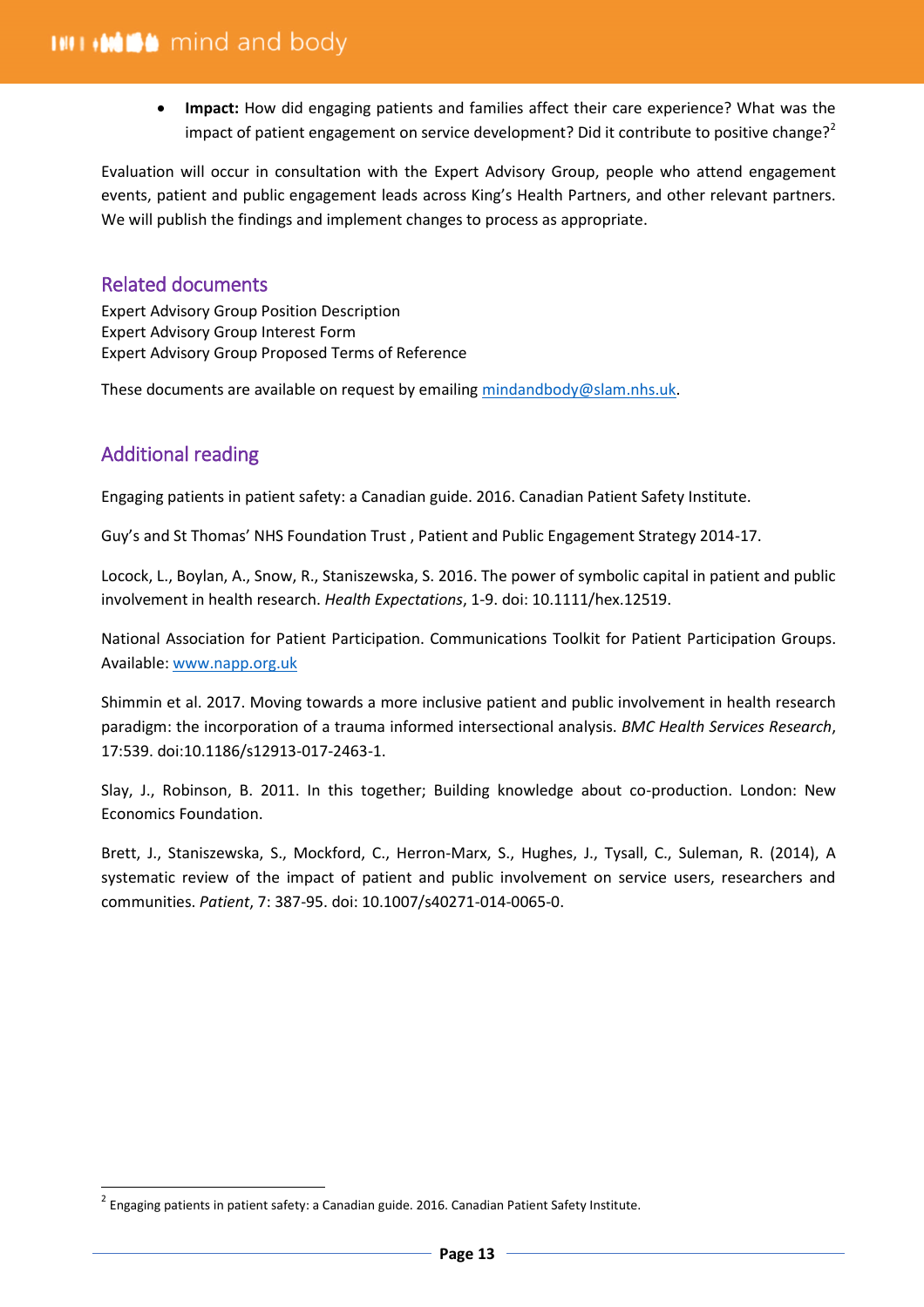- **Impact:** How did engaging patients and families affect their care experience? What was the impact of patient engagement on service development? Did it contribute to positive change?[2]

Evaluation will occur in consultation with the Expert Advisory Group, people who attend engagement events, patient and public engagement leads across King's Health Partners, and other relevant partners. We will publish the findings and implement changes to process as appropriate.

## Related documents

Expert Advisory Group Position Description
Expert Advisory Group Interest Form
Expert Advisory Group Proposed Terms of Reference

These documents are available on request by emailing mindandbody@slam.nhs.uk.

## Additional reading

Engaging patients in patient safety: a Canadian guide. 2016. Canadian Patient Safety Institute.

Guy's and St Thomas' NHS Foundation Trust , Patient and Public Engagement Strategy 2014-17.

Locock, L., Boylan, A., Snow, R., Staniszewska, S. 2016. The power of symbolic capital in patient and public involvement in health research. *Health Expectations*, 1-9. doi: 10.1111/hex.12519.

National Association for Patient Participation. Communications Toolkit for Patient Participation Groups. Available: www.napp.org.uk

Shimmin et al. 2017. Moving towards a more inclusive patient and public involvement in health research paradigm: the incorporation of a trauma informed intersectional analysis. *BMC Health Services Research*, 17:539. doi:10.1186/s12913-017-2463-1.

Slay, J., Robinson, B. 2011. In this together; Building knowledge about co-production. London: New Economics Foundation.

Brett, J., Staniszewska, S., Mockford, C., Herron-Marx, S., Hughes, J., Tysall, C., Suleman, R. (2014), A systematic review of the impact of patient and public involvement on service users, researchers and communities. *Patient*, 7: 387-95. doi: 10.1007/s40271-014-0065-0.

---

[2] Engaging patients in patient safety: a Canadian guide. 2016. Canadian Patient Safety Institute.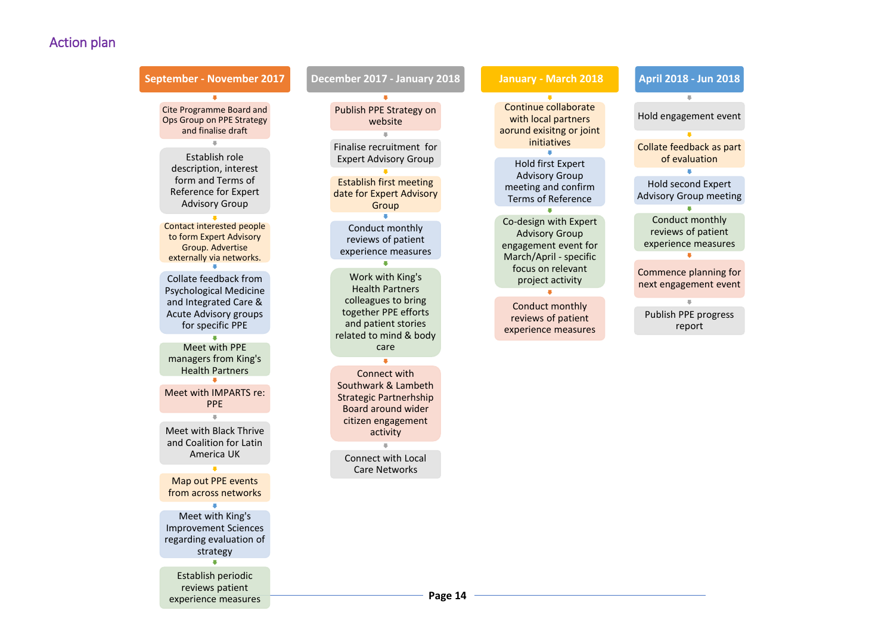## Action plan

### September - November 2017

- Cite Programme Board and Ops Group on PPE Strategy and finalise draft
- Establish role description, interest form and Terms of Reference for Expert Advisory Group
- Contact interested people to form Expert Advisory Group. Advertise externally via networks.
- Collate feedback from Psychological Medicine and Integrated Care & Acute Advisory groups for specific PPE
- Meet with PPE managers from King's Health Partners
- Meet with IMPARTS re: PPE
- Meet with Black Thrive and Coalition for Latin America UK
- Map out PPE events from across networks
- Meet with King's Improvement Sciences regarding evaluation of strategy
- Establish periodic reviews patient experience measures

### December 2017 - January 2018

- Publish PPE Strategy on website
- Finalise recruitment for Expert Advisory Group
- Establish first meeting date for Expert Advisory Group
- Conduct monthly reviews of patient experience measures
- Work with King's Health Partners colleagues to bring together PPE efforts and patient stories related to mind & body care
- Connect with Southwark & Lambeth Strategic Partnerhship Board around wider citizen engagement activity
- Connect with Local Care Networks

### January - March 2018

- Continue collaborate with local partners aorund exisitng or joint initiatives
- Hold first Expert Advisory Group meeting and confirm Terms of Reference
- Co-design with Expert Advisory Group engagement event for March/April - specific focus on relevant project activity
- Conduct monthly reviews of patient experience measures

### April 2018 - Jun 2018

- Hold engagement event
- Collate feedback as part of evaluation
- Hold second Expert Advisory Group meeting
- Conduct monthly reviews of patient experience measures
- Commence planning for next engagement event
- Publish PPE progress report